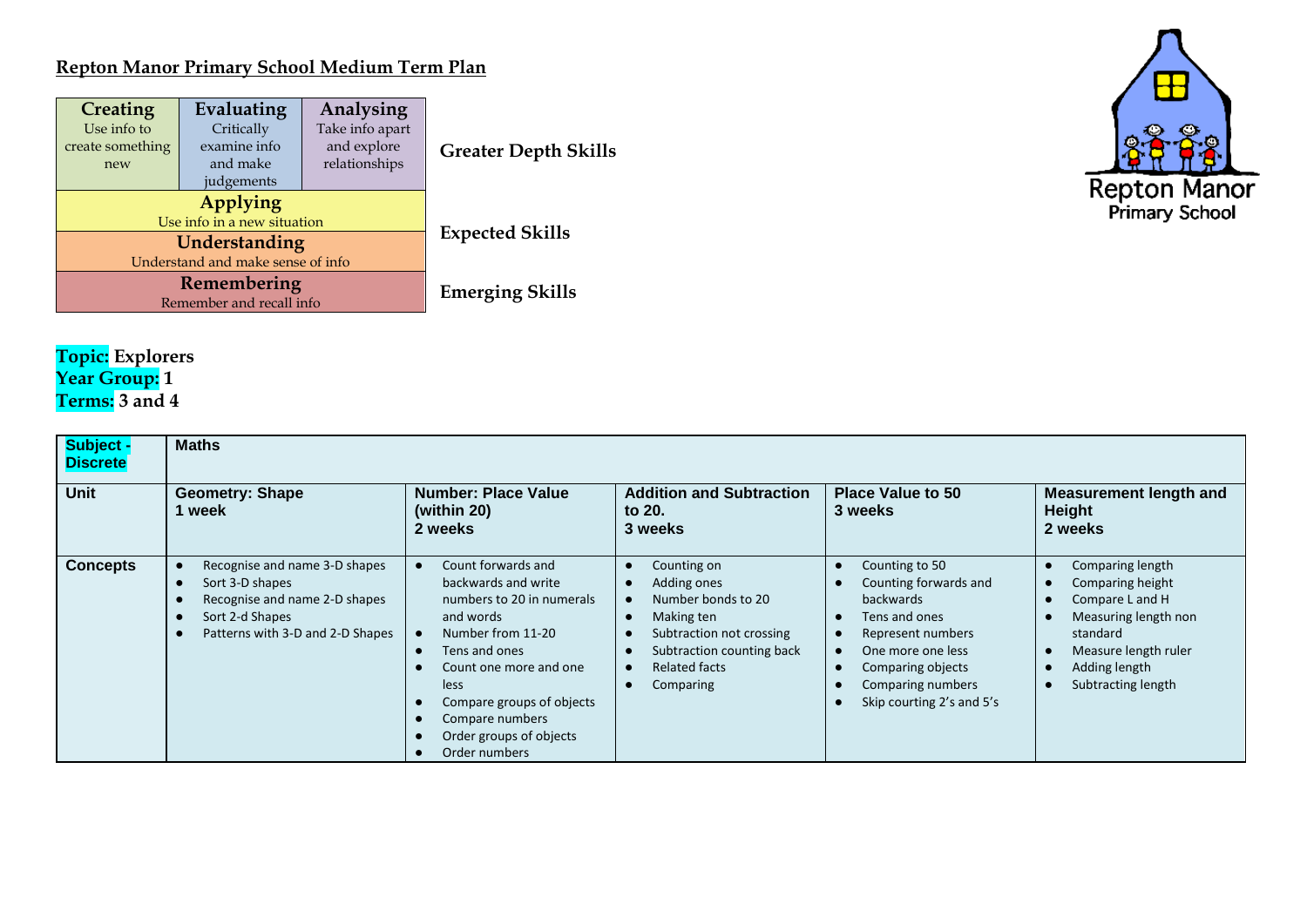## Repton Manor Primary School Medium Term Plan

| Creating<br>Use info to create something new | Evaluating<br>Critically examine info and make judgements | Analysing<br>Take info apart and explore relationships | **Greater Depth Skills** |
|---|---|---|---|
| Applying<br>Use info in a new situation | | | **Expected Skills** |
| Understanding<br>Understand and make sense of info | | | |
| Remembering<br>Remember and recall info | | | **Emerging Skills** |

Repton Manor Primary School

**Topic:** Explorers
**Year Group:** 1
**Terms:** 3 and 4

| **Subject - Discrete** | **Maths** | | | | |
|---|---|---|---|---|---|
| **Unit** | **Geometry: Shape**<br>**1 week** | **Number: Place Value (within 20)**<br>**2 weeks** | **Addition and Subtraction to 20.**<br>**3 weeks** | **Place Value to 50**<br>**3 weeks** | **Measurement length and Height**<br>**2 weeks** |
| **Concepts** | • Recognise and name 3-D shapes<br>• Sort 3-D shapes<br>• Recognise and name 2-D shapes<br>• Sort 2-d Shapes<br>• Patterns with 3-D and 2-D Shapes | • Count forwards and backwards and write numbers to 20 in numerals and words<br>• Number from 11-20<br>• Tens and ones<br>• Count one more and one less<br>• Compare groups of objects<br>• Compare numbers<br>• Order groups of objects<br>• Order numbers | • Counting on<br>• Adding ones<br>• Number bonds to 20<br>• Making ten<br>• Subtraction not crossing<br>• Subtraction counting back<br>• Related facts<br>• Comparing | • Counting to 50<br>• Counting forwards and backwards<br>• Tens and ones<br>• Represent numbers<br>• One more one less<br>• Comparing objects<br>• Comparing numbers<br>• Skip courting 2's and 5's | • Comparing length<br>• Comparing height<br>• Compare L and H<br>• Measuring length non standard<br>• Measure length ruler<br>• Adding length<br>• Subtracting length |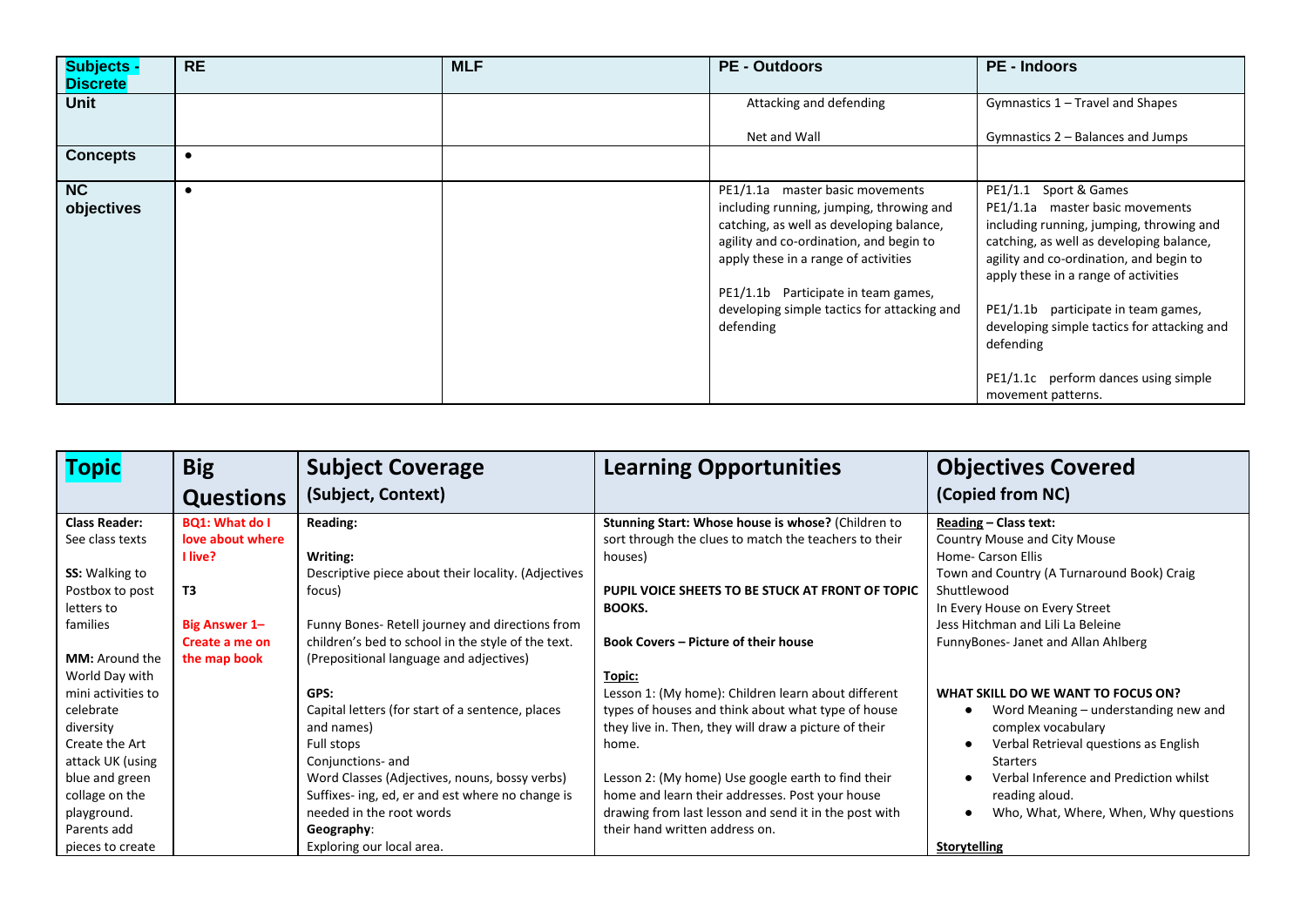| Subjects - Discrete | RE | MLF | PE - Outdoors | PE - Indoors |
|---|---|---|---|---|
| Unit | | | Attacking and defending<br><br>Net and Wall | Gymnastics 1 – Travel and Shapes<br><br>Gymnastics 2 – Balances and Jumps |
| Concepts | • | | | |
| NC objectives | • | | PE1/1.1a master basic movements including running, jumping, throwing and catching, as well as developing balance, agility and co-ordination, and begin to apply these in a range of activities<br><br>PE1/1.1b Participate in team games, developing simple tactics for attacking and defending | PE1/1.1 Sport & Games<br>PE1/1.1a master basic movements including running, jumping, throwing and catching, as well as developing balance, agility and co-ordination, and begin to apply these in a range of activities<br><br>PE1/1.1b participate in team games, developing simple tactics for attacking and defending<br><br>PE1/1.1c perform dances using simple movement patterns. |

| Topic | Big Questions | Subject Coverage (Subject, Context) | Learning Opportunities | Objectives Covered (Copied from NC) |
|---|---|---|---|---|
| **Class Reader:** See class texts<br><br>**SS:** Walking to Postbox to post letters to families<br><br>**MM:** Around the World Day with mini activities to celebrate diversity<br>Create the Art attack UK (using blue and green collage on the playground. Parents add pieces to create | **BQ1: What do I love about where I live?**<br><br>**T3**<br><br>**Big Answer 1– Create a me on the map book** | **Reading:**<br><br>**Writing:**<br>Descriptive piece about their locality. (Adjectives focus)<br><br>Funny Bones- Retell journey and directions from children's bed to school in the style of the text. (Prepositional language and adjectives)<br><br>**GPS:**<br>Capital letters (for start of a sentence, places and names)<br>Full stops<br>Conjunctions- and<br>Word Classes (Adjectives, nouns, bossy verbs)<br>Suffixes- ing, ed, er and est where no change is needed in the root words<br>**Geography**:<br>Exploring our local area. | **Stunning Start: Whose house is whose?** (Children to sort through the clues to match the teachers to their houses)<br><br>**PUPIL VOICE SHEETS TO BE STUCK AT FRONT OF TOPIC BOOKS.**<br><br>**Book Covers – Picture of their house**<br><br>**Topic:**<br>Lesson 1: (My home): Children learn about different types of houses and think about what type of house they live in. Then, they will draw a picture of their home.<br><br>Lesson 2: (My home) Use google earth to find their home and learn their addresses. Post your house drawing from last lesson and send it in the post with their hand written address on. | **Reading – Class text:**<br>Country Mouse and City Mouse<br>Home- Carson Ellis<br>Town and Country (A Turnaround Book) Craig Shuttlewood<br>In Every House on Every Street<br>Jess Hitchman and Lili La Beleine<br>FunnyBones- Janet and Allan Ahlberg<br><br>**WHAT SKILL DO WE WANT TO FOCUS ON?**<br>• Word Meaning – understanding new and complex vocabulary<br>• Verbal Retrieval questions as English Starters<br>• Verbal Inference and Prediction whilst reading aloud.<br>• Who, What, Where, When, Why questions<br><br>**Storytelling** |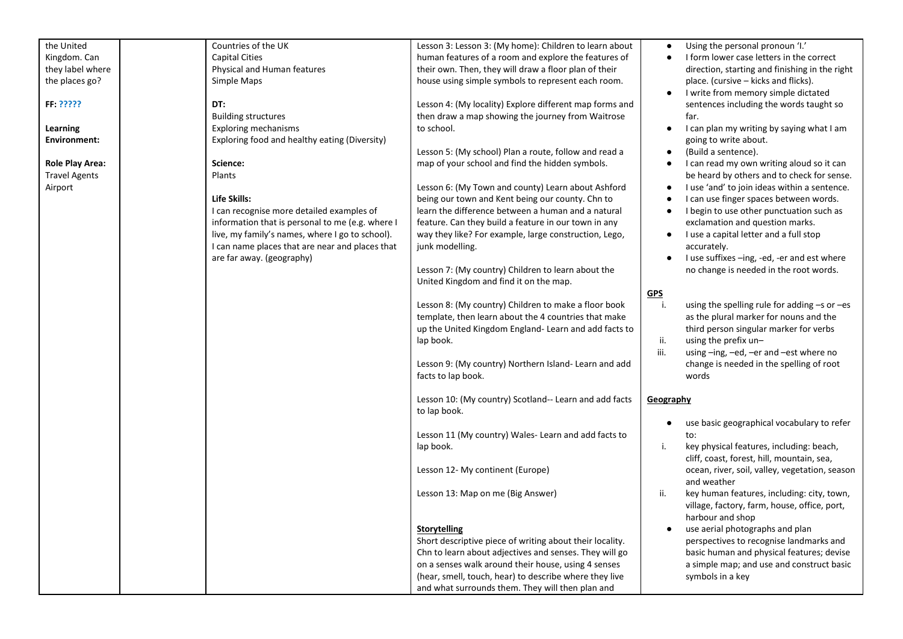| | | | | |
|---|---|---|---|---|
| the United Kingdom. Can they label where the places go?<br><br>**FF: ?????**<br><br>**Learning Environment:**<br><br>**Role Play Area:**<br>Travel Agents<br>Airport | | Countries of the UK<br>Capital Cities<br>Physical and Human features<br>Simple Maps<br><br>**DT:**<br>Building structures<br>Exploring mechanisms<br>Exploring food and healthy eating (Diversity)<br><br>**Science:**<br>Plants<br><br>**Life Skills:**<br>I can recognise more detailed examples of information that is personal to me (e.g. where I live, my family's names, where I go to school).<br>I can name places that are near and places that are far away. (geography) | Lesson 3: Lesson 3: (My home): Children to learn about human features of a room and explore the features of their own. Then, they will draw a floor plan of their house using simple symbols to represent each room.<br><br>Lesson 4: (My locality) Explore different map forms and then draw a map showing the journey from Waitrose to school.<br><br>Lesson 5: (My school) Plan a route, follow and read a map of your school and find the hidden symbols.<br><br>Lesson 6: (My Town and county) Learn about Ashford being our town and Kent being our county. Chn to learn the difference between a human and a natural feature. Can they build a feature in our town in any way they like? For example, large construction, Lego, junk modelling.<br><br>Lesson 7: (My country) Children to learn about the United Kingdom and find it on the map.<br><br>Lesson 8: (My country) Children to make a floor book template, then learn about the 4 countries that make up the United Kingdom England- Learn and add facts to lap book.<br><br>Lesson 9: (My country) Northern Island- Learn and add facts to lap book.<br><br>Lesson 10: (My country) Scotland-- Learn and add facts to lap book.<br><br>Lesson 11 (My country) Wales- Learn and add facts to lap book.<br><br>Lesson 12- My continent (Europe)<br><br>Lesson 13: Map on me (Big Answer)<br><br>**Storytelling**<br>Short descriptive piece of writing about their locality. Chn to learn about adjectives and senses. They will go on a senses walk around their house, using 4 senses (hear, smell, touch, hear) to describe where they live and what surrounds them. They will then plan and | • Using the personal pronoun 'I.'<br>• I form lower case letters in the correct direction, starting and finishing in the right place. (cursive – kicks and flicks).<br>• I write from memory simple dictated sentences including the words taught so far.<br>• I can plan my writing by saying what I am going to write about.<br>• (Build a sentence).<br>• I can read my own writing aloud so it can be heard by others and to check for sense.<br>• I use 'and' to join ideas within a sentence.<br>• I can use finger spaces between words.<br>• I begin to use other punctuation such as exclamation and question marks.<br>• I use a capital letter and a full stop accurately.<br>• I use suffixes –ing, -ed, -er and est where no change is needed in the root words.<br><br>**GPS**<br>i. using the spelling rule for adding –s or –es as the plural marker for nouns and the third person singular marker for verbs<br>ii. using the prefix un–<br>iii. using –ing, –ed, –er and –est where no change is needed in the spelling of root words<br><br>**Geography**<br>• use basic geographical vocabulary to refer to:<br>i. key physical features, including: beach, cliff, coast, forest, hill, mountain, sea, ocean, river, soil, valley, vegetation, season and weather<br>ii. key human features, including: city, town, village, factory, farm, house, office, port, harbour and shop<br>• use aerial photographs and plan perspectives to recognise landmarks and basic human and physical features; devise a simple map; and use and construct basic symbols in a key |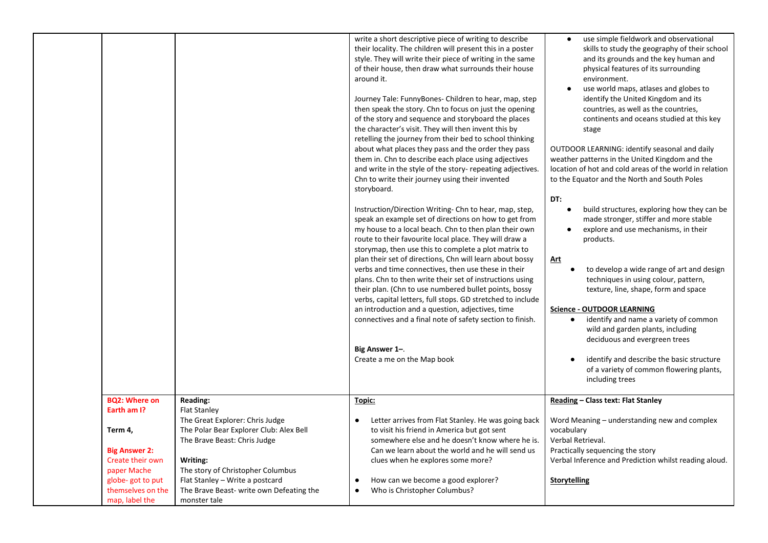| | | | | |
|---|---|---|---|---|
| | | | write a short descriptive piece of writing to describe their locality. The children will present this in a poster style. They will write their piece of writing in the same of their house, then draw what surrounds their house around it.<br><br>Journey Tale: FunnyBones- Children to hear, map, step then speak the story. Chn to focus on just the opening of the story and sequence and storyboard the places the character's visit. They will then invent this by retelling the journey from their bed to school thinking about what places they pass and the order they pass them in. Chn to describe each place using adjectives and write in the style of the story- repeating adjectives. Chn to write their journey using their invented storyboard.<br><br>Instruction/Direction Writing- Chn to hear, map, step, speak an example set of directions on how to get from my house to a local beach. Chn to then plan their own route to their favourite local place. They will draw a storymap, then use this to complete a plot matrix to plan their set of directions, Chn will learn about bossy verbs and time connectives, then use these in their plans. Chn to then write their set of instructions using their plan. (Chn to use numbered bullet points, bossy verbs, capital letters, full stops. GD stretched to include an introduction and a question, adjectives, time connectives and a final note of safety section to finish.<br><br>**Big Answer 1–**.<br>Create a me on the Map book | • use simple fieldwork and observational skills to study the geography of their school and its grounds and the key human and physical features of its surrounding environment.<br>• use world maps, atlases and globes to identify the United Kingdom and its countries, as well as the countries, continents and oceans studied at this key stage<br><br>OUTDOOR LEARNING: identify seasonal and daily weather patterns in the United Kingdom and the location of hot and cold areas of the world in relation to the Equator and the North and South Poles<br><br>**DT:**<br>• build structures, exploring how they can be made stronger, stiffer and more stable<br>• explore and use mechanisms, in their products.<br><br>**Art**<br>• to develop a wide range of art and design techniques in using colour, pattern, texture, line, shape, form and space<br><br>**Science - OUTDOOR LEARNING**<br>• identify and name a variety of common wild and garden plants, including deciduous and evergreen trees<br><br>• identify and describe the basic structure of a variety of common flowering plants, including trees |
| | **BQ2: Where on Earth am I?**<br><br>**Term 4,**<br><br>**Big Answer 2:**<br>Create their own paper Mache globe- got to put themselves on the map, label the | **Reading:**<br>Flat Stanley<br>The Great Explorer: Chris Judge<br>The Polar Bear Explorer Club: Alex Bell<br>The Brave Beast: Chris Judge<br><br>**Writing:**<br>The story of Christopher Columbus<br>Flat Stanley – Write a postcard<br>The Brave Beast- write own Defeating the monster tale | **Topic:**<br><br>• Letter arrives from Flat Stanley. He was going back to visit his friend in America but got sent somewhere else and he doesn't know where he is. Can we learn about the world and he will send us clues when he explores some more?<br><br>• How can we become a good explorer?<br>• Who is Christopher Columbus? | **Reading – Class text: Flat Stanley**<br><br>Word Meaning – understanding new and complex vocabulary<br>Verbal Retrieval.<br>Practically sequencing the story<br>Verbal Inference and Prediction whilst reading aloud.<br><br>**Storytelling** |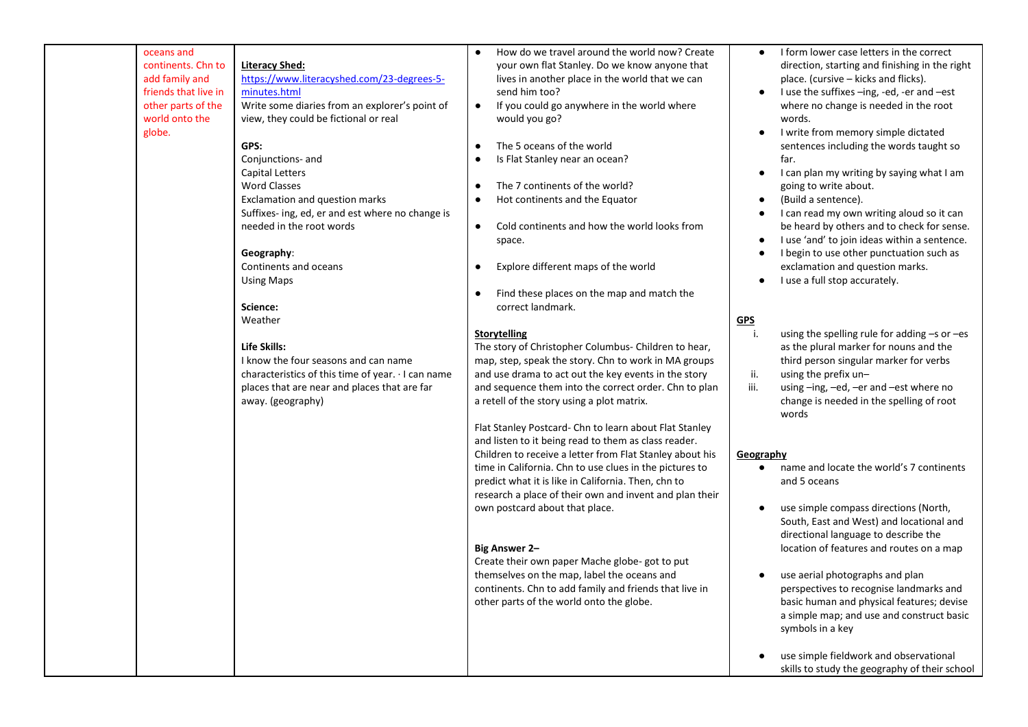| | | | | |
|---|---|---|---|---|
| | oceans and continents. Chn to add family and friends that live in other parts of the world onto the globe. | **Literacy Shed:**<br>https://www.literacyshed.com/23-degrees-5-minutes.html<br>Write some diaries from an explorer's point of view, they could be fictional or real<br><br>**GPS:**<br>Conjunctions- and<br>Capital Letters<br>Word Classes<br>Exclamation and question marks<br>Suffixes- ing, ed, er and est where no change is needed in the root words<br><br>**Geography**:<br>Continents and oceans<br>Using Maps<br><br>**Science:**<br>Weather<br><br>**Life Skills:**<br>I know the four seasons and can name characteristics of this time of year. · I can name places that are near and places that are far away. (geography) | • How do we travel around the world now? Create your own flat Stanley. Do we know anyone that lives in another place in the world that we can send him too?<br>• If you could go anywhere in the world where would you go?<br><br>• The 5 oceans of the world<br>• Is Flat Stanley near an ocean?<br><br>• The 7 continents of the world?<br>• Hot continents and the Equator<br><br>• Cold continents and how the world looks from space.<br><br>• Explore different maps of the world<br><br>• Find these places on the map and match the correct landmark.<br><br>**Storytelling**<br>The story of Christopher Columbus- Children to hear, map, step, speak the story. Chn to work in MA groups and use drama to act out the key events in the story and sequence them into the correct order. Chn to plan a retell of the story using a plot matrix.<br><br>Flat Stanley Postcard- Chn to learn about Flat Stanley and listen to it being read to them as class reader. Children to receive a letter from Flat Stanley about his time in California. Chn to use clues in the pictures to predict what it is like in California. Then, chn to research a place of their own and invent and plan their own postcard about that place.<br><br>**Big Answer 2–**<br>Create their own paper Mache globe- got to put themselves on the map, label the oceans and continents. Chn to add family and friends that live in other parts of the world onto the globe. | • I form lower case letters in the correct direction, starting and finishing in the right place. (cursive – kicks and flicks).<br>• I use the suffixes –ing, -ed, -er and –est where no change is needed in the root words.<br>• I write from memory simple dictated sentences including the words taught so far.<br>• I can plan my writing by saying what I am going to write about.<br>• (Build a sentence).<br>• I can read my own writing aloud so it can be heard by others and to check for sense.<br>• I use 'and' to join ideas within a sentence.<br>• I begin to use other punctuation such as exclamation and question marks.<br>• I use a full stop accurately.<br><br>**GPS**<br>i. using the spelling rule for adding –s or –es as the plural marker for nouns and the third person singular marker for verbs<br>ii. using the prefix un–<br>iii. using –ing, –ed, –er and –est where no change is needed in the spelling of root words<br><br>**Geography**<br>• name and locate the world's 7 continents and 5 oceans<br><br>• use simple compass directions (North, South, East and West) and locational and directional language to describe the location of features and routes on a map<br><br>• use aerial photographs and plan perspectives to recognise landmarks and basic human and physical features; devise a simple map; and use and construct basic symbols in a key<br><br>• use simple fieldwork and observational skills to study the geography of their school |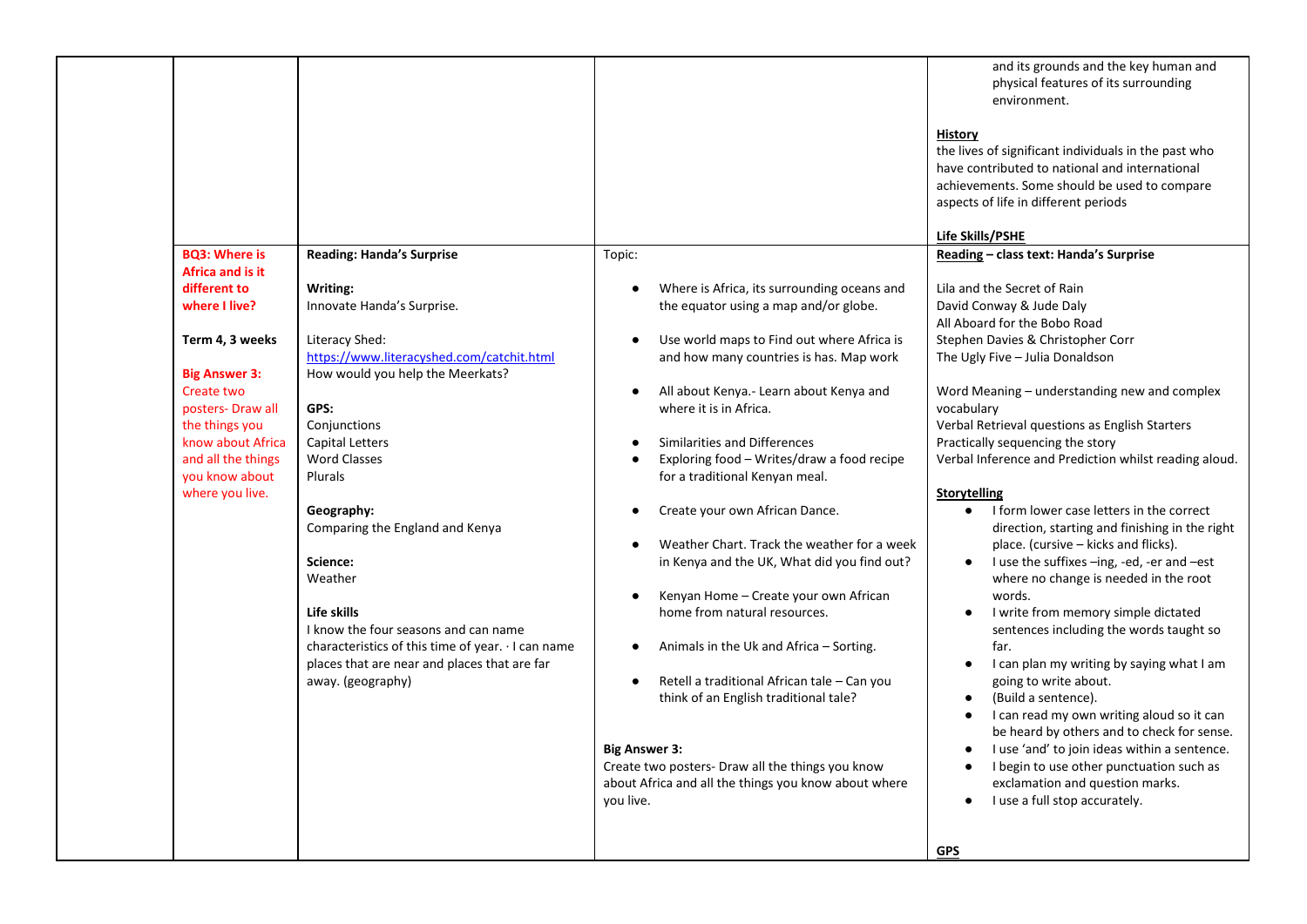| | | | | |
|---|---|---|---|---|
| | | | | and its grounds and the key human and physical features of its surrounding environment.<br><br>**History**<br>the lives of significant individuals in the past who have contributed to national and international achievements. Some should be used to compare aspects of life in different periods<br><br>**Life Skills/PSHE** |
| | **BQ3: Where is Africa and is it different to where I live?**<br><br>**Term 4, 3 weeks**<br><br>**Big Answer 3:**<br>Create two posters- Draw all the things you know about Africa and all the things you know about where you live. | **Reading: Handa's Surprise**<br><br>**Writing:**<br>Innovate Handa's Surprise.<br><br>Literacy Shed:<br>https://www.literacyshed.com/catchit.html<br>How would you help the Meerkats?<br><br>**GPS:**<br>Conjunctions<br>Capital Letters<br>Word Classes<br>Plurals<br><br>**Geography:**<br>Comparing the England and Kenya<br><br>**Science:**<br>Weather<br><br>**Life skills**<br>I know the four seasons and can name characteristics of this time of year. · I can name places that are near and places that are far away. (geography) | Topic:<br><br>● Where is Africa, its surrounding oceans and the equator using a map and/or globe.<br>● Use world maps to Find out where Africa is and how many countries is has. Map work<br>● All about Kenya.- Learn about Kenya and where it is in Africa.<br>● Similarities and Differences<br>● Exploring food – Writes/draw a food recipe for a traditional Kenyan meal.<br>● Create your own African Dance.<br>● Weather Chart. Track the weather for a week in Kenya and the UK, What did you find out?<br>● Kenyan Home – Create your own African home from natural resources.<br>● Animals in the Uk and Africa – Sorting.<br>● Retell a traditional African tale – Can you think of an English traditional tale?<br><br>**Big Answer 3:**<br>Create two posters- Draw all the things you know about Africa and all the things you know about where you live. | **Reading – class text: Handa's Surprise**<br><br>Lila and the Secret of Rain<br>David Conway & Jude Daly<br>All Aboard for the Bobo Road<br>Stephen Davies & Christopher Corr<br>The Ugly Five – Julia Donaldson<br><br>Word Meaning – understanding new and complex vocabulary<br>Verbal Retrieval questions as English Starters<br>Practically sequencing the story<br>Verbal Inference and Prediction whilst reading aloud.<br><br>**Storytelling**<br>● I form lower case letters in the correct direction, starting and finishing in the right place. (cursive – kicks and flicks).<br>● I use the suffixes –ing, -ed, -er and –est where no change is needed in the root words.<br>● I write from memory simple dictated sentences including the words taught so far.<br>● I can plan my writing by saying what I am going to write about.<br>● (Build a sentence).<br>● I can read my own writing aloud so it can be heard by others and to check for sense.<br>● I use 'and' to join ideas within a sentence.<br>● I begin to use other punctuation such as exclamation and question marks.<br>● I use a full stop accurately.<br><br>**GPS** |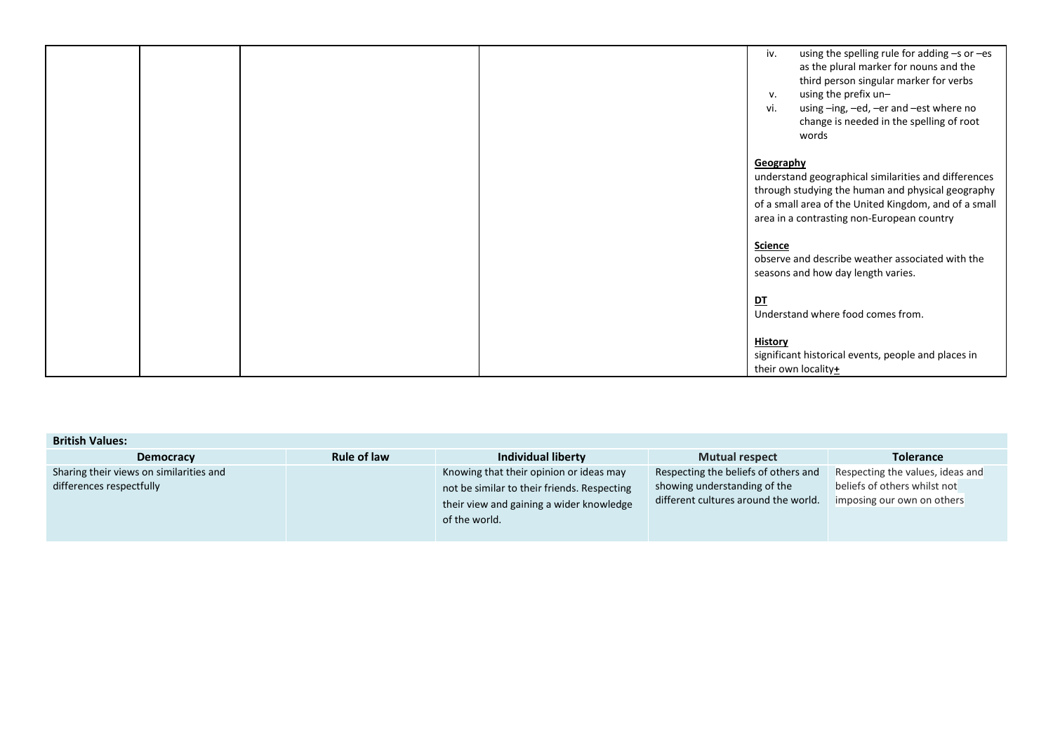| | | | | |
|---|---|---|---|---|
| | | | | iv. using the spelling rule for adding –s or –es as the plural marker for nouns and the third person singular marker for verbs<br>v. using the prefix un–<br>vi. using –ing, –ed, –er and –est where no change is needed in the spelling of root words<br><br>**Geography**<br>understand geographical similarities and differences through studying the human and physical geography of a small area of the United Kingdom, and of a small area in a contrasting non-European country<br><br>**Science**<br>observe and describe weather associated with the seasons and how day length varies.<br><br>**DT**<br>Understand where food comes from.<br><br>**History**<br>significant historical events, people and places in their own locality+ |

**British Values:**

| Democracy | Rule of law | Individual liberty | Mutual respect | Tolerance |
|---|---|---|---|---|
| Sharing their views on similarities and differences respectfully | | Knowing that their opinion or ideas may not be similar to their friends. Respecting their view and gaining a wider knowledge of the world. | Respecting the beliefs of others and showing understanding of the different cultures around the world. | Respecting the values, ideas and beliefs of others whilst not imposing our own on others |